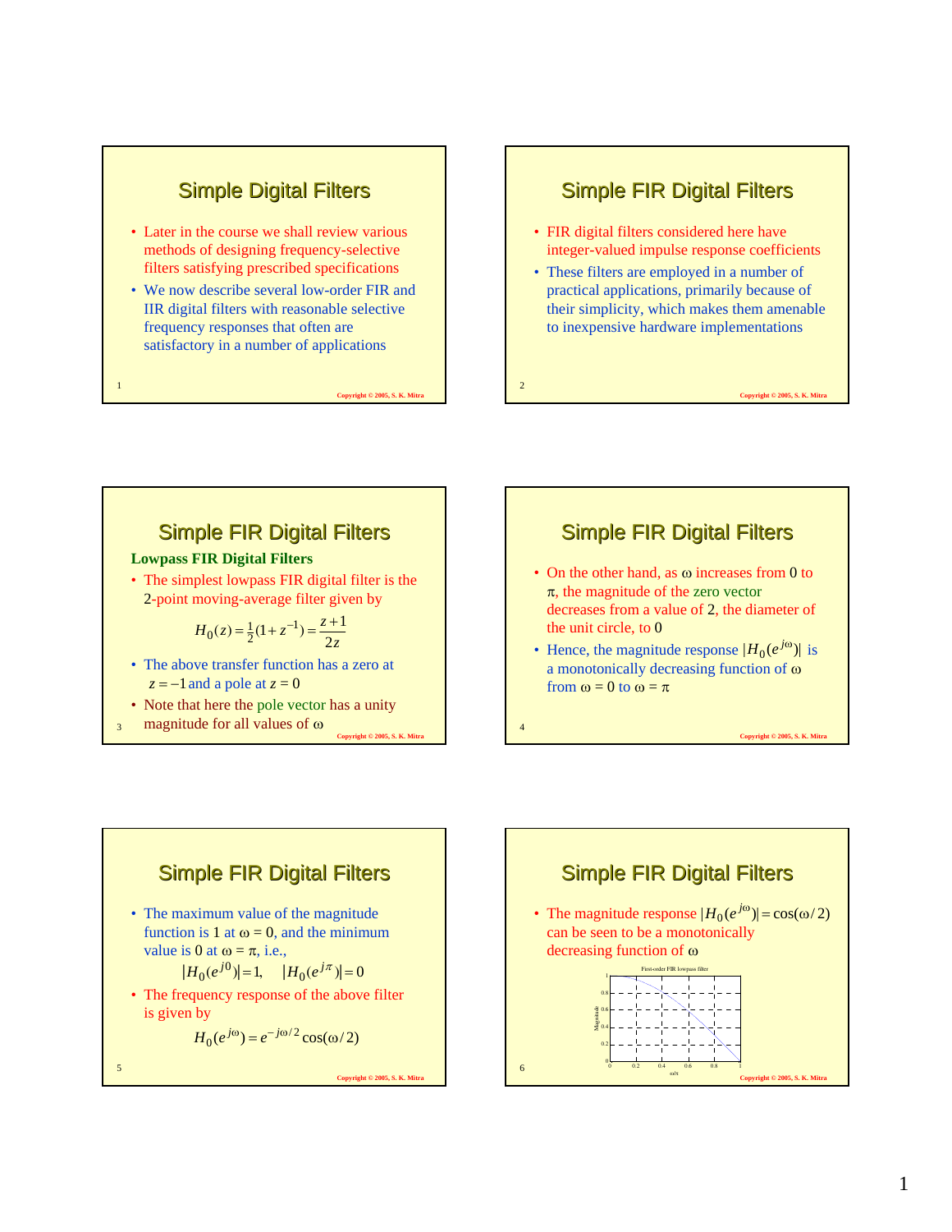## Simple Digital Filters

- Later in the course we shall review various methods of designing frequency-selective filters satisfying prescribed specifications
- We now describe several low-order FIR and IIR digital filters with reasonable selective frequency responses that often are satisfactory in a number of applications

## Simple FIR Digital Filters

- FIR digital filters considered here have integer-valued impulse response coefficients
- These filters are employed in a number of practical applications, primarily because of their simplicity, which makes them amenable to inexpensive hardware implementations

## Simple FIR Digital Filters

**Lowpass FIR Digital Filters**

- The simplest lowpass FIR digital filter is the 2-point moving-average filter given by

$$H_0(z) = \tfrac{1}{2}(1 + z^{-1}) = \frac{z+1}{2z}$$

- The above transfer function has a zero at $z = -1$ and a pole at $z = 0$
- Note that here the pole vector has a unity magnitude for all values of $\omega$

## Simple FIR Digital Filters

- On the other hand, as $\omega$ increases from 0 to $\pi$, the magnitude of the zero vector decreases from a value of 2, the diameter of the unit circle, to 0
- Hence, the magnitude response $|H_0(e^{j\omega})|$ is a monotonically decreasing function of $\omega$ from $\omega = 0$ to $\omega = \pi$

## Simple FIR Digital Filters

- The maximum value of the magnitude function is 1 at $\omega = 0$, and the minimum value is 0 at $\omega = \pi$, i.e.,

$$|H_0(e^{j0})| = 1, \quad |H_0(e^{j\pi})| = 0$$

- The frequency response of the above filter is given by

$$H_0(e^{j\omega}) = e^{-j\omega/2}\cos(\omega/2)$$

## Simple FIR Digital Filters

- The magnitude response $|H_0(e^{j\omega})| = \cos(\omega/2)$ can be seen to be a monotonically decreasing function of $\omega$

First-order FIR lowpass filter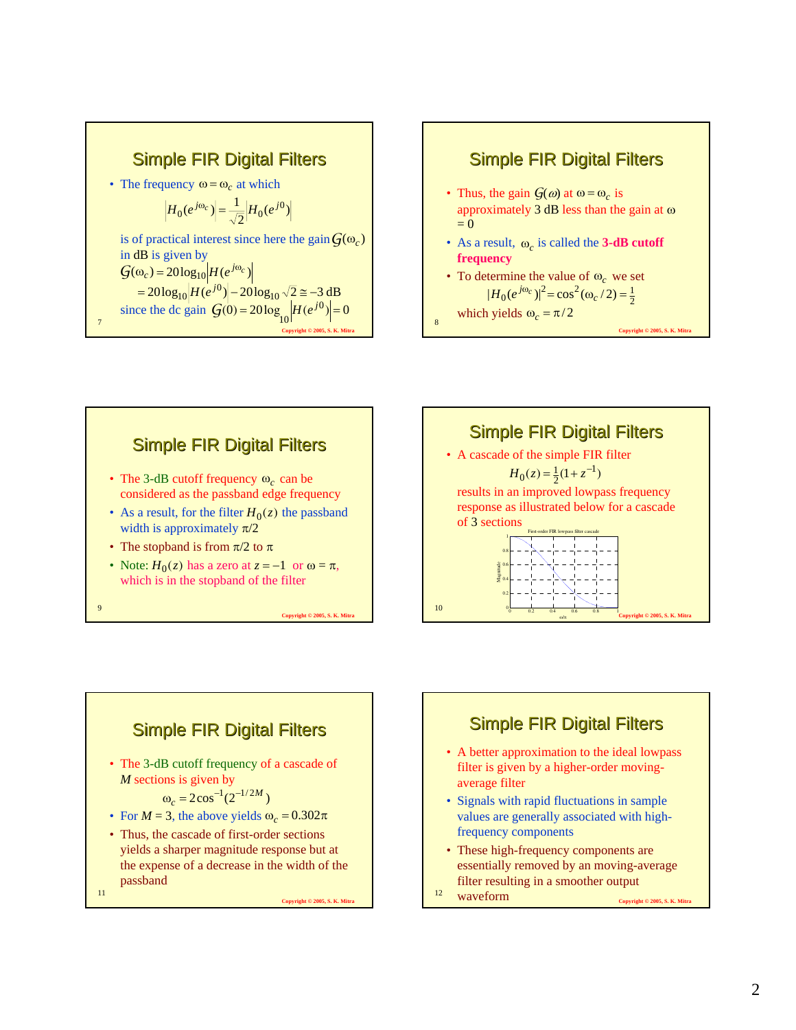## Simple FIR Digital Filters

- The frequency $\omega = \omega_c$ at which

$$\left|H_0(e^{j\omega_c})\right| = \frac{1}{\sqrt{2}}\left|H_0(e^{j0})\right|$$

is of practical interest since here the gain $\mathcal{G}(\omega_c)$ in dB is given by

$$\mathcal{G}(\omega_c) = 20\log_{10}\left|H(e^{j\omega_c})\right|$$

$$= 20\log_{10}\left|H(e^{j0})\right| - 20\log_{10}\sqrt{2} \cong -3 \text{ dB}$$

since the dc gain $\mathcal{G}(0) = 20\log_{10}\left|H(e^{j0})\right| = 0$

Copyright © 2005, S. K. Mitra

## Simple FIR Digital Filters

- Thus, the gain $\mathcal{G}(\omega)$ at $\omega = \omega_c$ is approximately 3 dB less than the gain at $\omega = 0$
- As a result, $\omega_c$ is called the **3-dB cutoff frequency**
- To determine the value of $\omega_c$ we set

$$|H_0(e^{j\omega_c})|^2 = \cos^2(\omega_c/2) = \tfrac{1}{2}$$

which yields $\omega_c = \pi/2$

Copyright © 2005, S. K. Mitra

## Simple FIR Digital Filters

- The 3-dB cutoff frequency $\omega_c$ can be considered as the passband edge frequency
- As a result, for the filter $H_0(z)$ the passband width is approximately $\pi/2$
- The stopband is from $\pi/2$ to $\pi$
- Note: $H_0(z)$ has a zero at $z = -1$ or $\omega = \pi$, which is in the stopband of the filter

Copyright © 2005, S. K. Mitra

## Simple FIR Digital Filters

- A cascade of the simple FIR filter

$$H_0(z) = \tfrac{1}{2}(1 + z^{-1})$$

results in an improved lowpass frequency response as illustrated below for a cascade of 3 sections

First-order FIR lowpass filter cascade

Copyright © 2005, S. K. Mitra

## Simple FIR Digital Filters

- The 3-dB cutoff frequency of a cascade of $M$ sections is given by

$$\omega_c = 2\cos^{-1}(2^{-1/2M})$$

- For $M = 3$, the above yields $\omega_c = 0.302\pi$
- Thus, the cascade of first-order sections yields a sharper magnitude response but at the expense of a decrease in the width of the passband

Copyright © 2005, S. K. Mitra

## Simple FIR Digital Filters

- A better approximation to the ideal lowpass filter is given by a higher-order moving-average filter
- Signals with rapid fluctuations in sample values are generally associated with high-frequency components
- These high-frequency components are essentially removed by an moving-average filter resulting in a smoother output waveform

Copyright © 2005, S. K. Mitra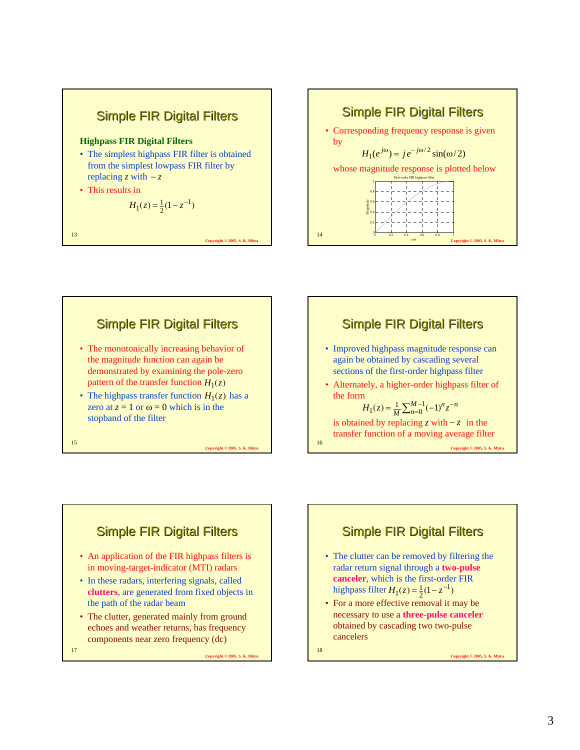## Simple FIR Digital Filters

### Highpass FIR Digital Filters

- The simplest highpass FIR filter is obtained from the simplest lowpass FIR filter by replacing $z$ with $-z$
- This results in

$$H_1(z) = \tfrac{1}{2}(1 - z^{-1})$$

## Simple FIR Digital Filters

- Corresponding frequency response is given by

$$H_1(e^{j\omega}) = j e^{-j\omega/2} \sin(\omega/2)$$

whose magnitude response is plotted below

First-order FIR highpass filter

## Simple FIR Digital Filters

- The monotonically increasing behavior of the magnitude function can again be demonstrated by examining the pole-zero pattern of the transfer function $H_1(z)$
- The highpass transfer function $H_1(z)$ has a zero at $z = 1$ or $\omega = 0$ which is in the stopband of the filter

## Simple FIR Digital Filters

- Improved highpass magnitude response can again be obtained by cascading several sections of the first-order highpass filter
- Alternately, a higher-order highpass filter of the form

$$H_1(z) = \tfrac{1}{M}\sum_{n=0}^{M-1}(-1)^n z^{-n}$$

is obtained by replacing $z$ with $-z$ in the transfer function of a moving average filter

## Simple FIR Digital Filters

- An application of the FIR highpass filters is in moving-target-indicator (MTI) radars
- In these radars, interfering signals, called **clutters**, are generated from fixed objects in the path of the radar beam
- The clutter, generated mainly from ground echoes and weather returns, has frequency components near zero frequency (dc)

## Simple FIR Digital Filters

- The clutter can be removed by filtering the radar return signal through a **two-pulse canceler**, which is the first-order FIR highpass filter $H_1(z) = \tfrac{1}{2}(1 - z^{-1})$
- For a more effective removal it may be necessary to use a **three-pulse canceler** obtained by cascading two two-pulse cancelers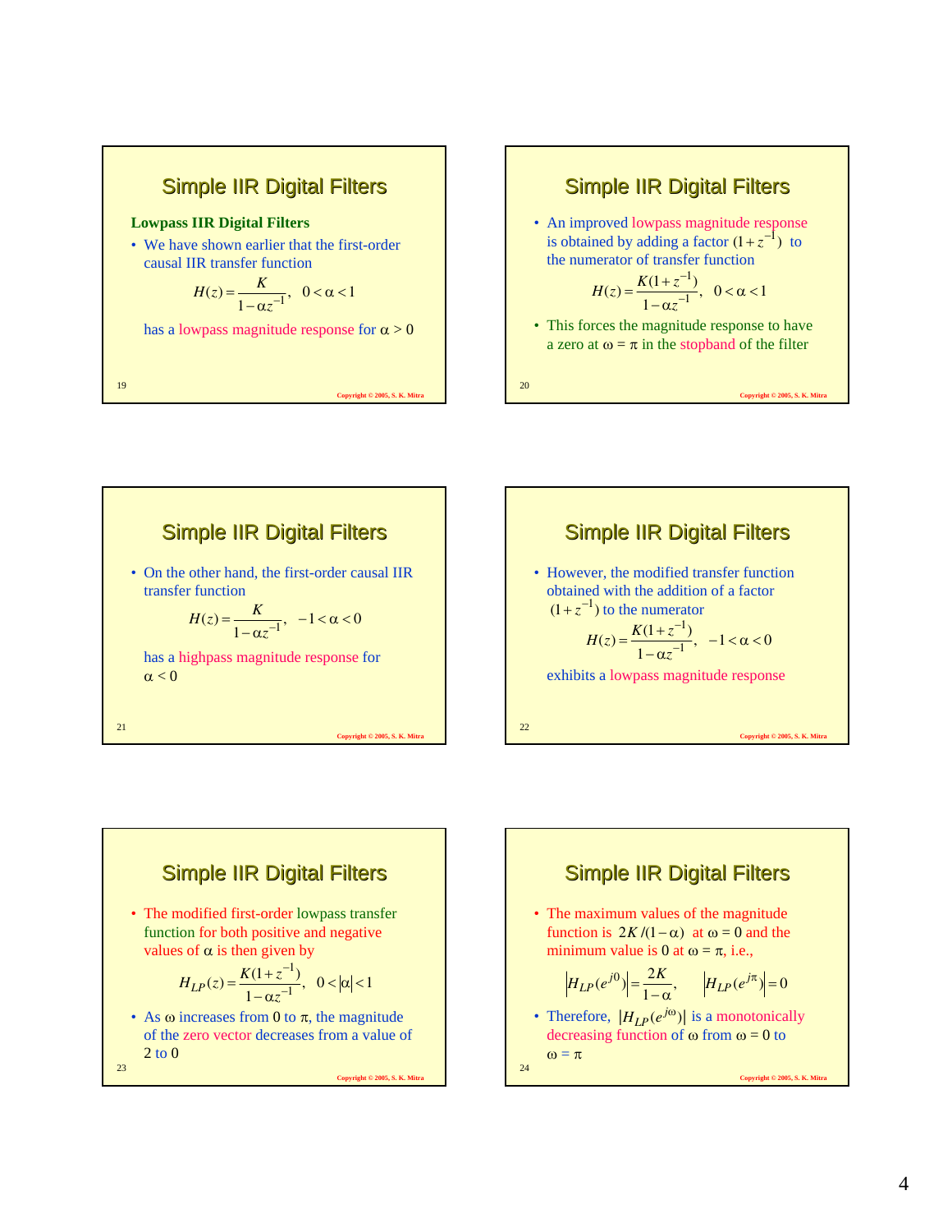## Simple IIR Digital Filters

**Lowpass IIR Digital Filters**

- We have shown earlier that the first-order causal IIR transfer function

$$H(z) = \frac{K}{1-\alpha z^{-1}}, \quad 0 < \alpha < 1$$

has a lowpass magnitude response for $\alpha > 0$

## Simple IIR Digital Filters

- An improved lowpass magnitude response is obtained by adding a factor $(1+z^{-1})$ to the numerator of transfer function

$$H(z) = \frac{K(1+z^{-1})}{1-\alpha z^{-1}}, \quad 0 < \alpha < 1$$

- This forces the magnitude response to have a zero at $\omega = \pi$ in the stopband of the filter

## Simple IIR Digital Filters

- On the other hand, the first-order causal IIR transfer function

$$H(z) = \frac{K}{1-\alpha z^{-1}}, \quad -1 < \alpha < 0$$

has a highpass magnitude response for $\alpha < 0$

## Simple IIR Digital Filters

- However, the modified transfer function obtained with the addition of a factor $(1+z^{-1})$ to the numerator

$$H(z) = \frac{K(1+z^{-1})}{1-\alpha z^{-1}}, \quad -1 < \alpha < 0$$

exhibits a lowpass magnitude response

## Simple IIR Digital Filters

- The modified first-order lowpass transfer function for both positive and negative values of $\alpha$ is then given by

$$H_{LP}(z) = \frac{K(1+z^{-1})}{1-\alpha z^{-1}}, \quad 0 < |\alpha| < 1$$

- As $\omega$ increases from 0 to $\pi$, the magnitude of the zero vector decreases from a value of 2 to 0

## Simple IIR Digital Filters

- The maximum values of the magnitude function is $2K/(1-\alpha)$ at $\omega = 0$ and the minimum value is 0 at $\omega = \pi$, i.e.,

$$\left|H_{LP}(e^{j0})\right| = \frac{2K}{1-\alpha}, \qquad \left|H_{LP}(e^{j\pi})\right| = 0$$

- Therefore, $|H_{LP}(e^{j\omega})|$ is a monotonically decreasing function of $\omega$ from $\omega = 0$ to $\omega = \pi$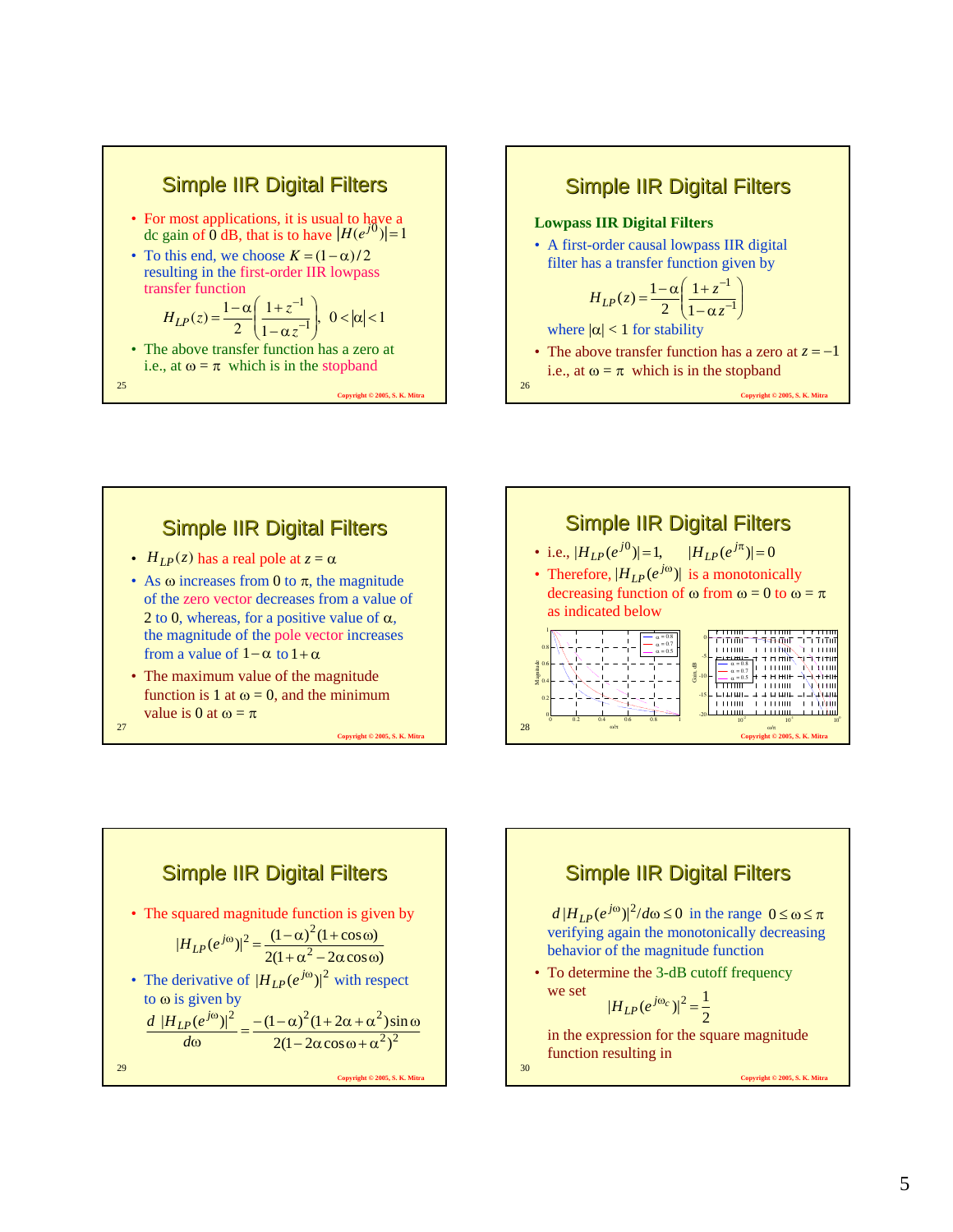## Simple IIR Digital Filters

- For most applications, it is usual to have a dc gain of 0 dB, that is to have $|H(e^{j0})| = 1$
- To this end, we choose $K = (1-\alpha)/2$ resulting in the first-order IIR lowpass transfer function

$$H_{LP}(z) = \frac{1-\alpha}{2}\left(\frac{1+z^{-1}}{1-\alpha z^{-1}}\right), \quad 0 < |\alpha| < 1$$

- The above transfer function has a zero at i.e., at $\omega = \pi$ which is in the stopband

## Simple IIR Digital Filters

**Lowpass IIR Digital Filters**

- A first-order causal lowpass IIR digital filter has a transfer function given by

$$H_{LP}(z) = \frac{1-\alpha}{2}\left(\frac{1+z^{-1}}{1-\alpha z^{-1}}\right)$$

where $|\alpha| < 1$ for stability

- The above transfer function has a zero at $z = -1$ i.e., at $\omega = \pi$ which is in the stopband

## Simple IIR Digital Filters

- $H_{LP}(z)$ has a real pole at $z = \alpha$
- As $\omega$ increases from 0 to $\pi$, the magnitude of the zero vector decreases from a value of 2 to 0, whereas, for a positive value of $\alpha$, the magnitude of the pole vector increases from a value of $1-\alpha$ to $1+\alpha$
- The maximum value of the magnitude function is 1 at $\omega = 0$, and the minimum value is 0 at $\omega = \pi$

## Simple IIR Digital Filters

- i.e., $|H_{LP}(e^{j0})| = 1, \quad |H_{LP}(e^{j\pi})| = 0$
- Therefore, $|H_{LP}(e^{j\omega})|$ is a monotonically decreasing function of $\omega$ from $\omega = 0$ to $\omega = \pi$ as indicated below

## Simple IIR Digital Filters

- The squared magnitude function is given by

$$|H_{LP}(e^{j\omega})|^2 = \frac{(1-\alpha)^2(1+\cos\omega)}{2(1+\alpha^2 - 2\alpha\cos\omega)}$$

- The derivative of $|H_{LP}(e^{j\omega})|^2$ with respect to $\omega$ is given by

$$\frac{d\,|H_{LP}(e^{j\omega})|^2}{d\omega} = \frac{-(1-\alpha)^2(1+2\alpha+\alpha^2)\sin\omega}{2(1-2\alpha\cos\omega+\alpha^2)^2}$$

## Simple IIR Digital Filters

$d\,|H_{LP}(e^{j\omega})|^2/d\omega \le 0$ in the range $0 \le \omega \le \pi$ verifying again the monotonically decreasing behavior of the magnitude function

- To determine the 3-dB cutoff frequency we set

$$|H_{LP}(e^{j\omega_c})|^2 = \frac{1}{2}$$

in the expression for the square magnitude function resulting in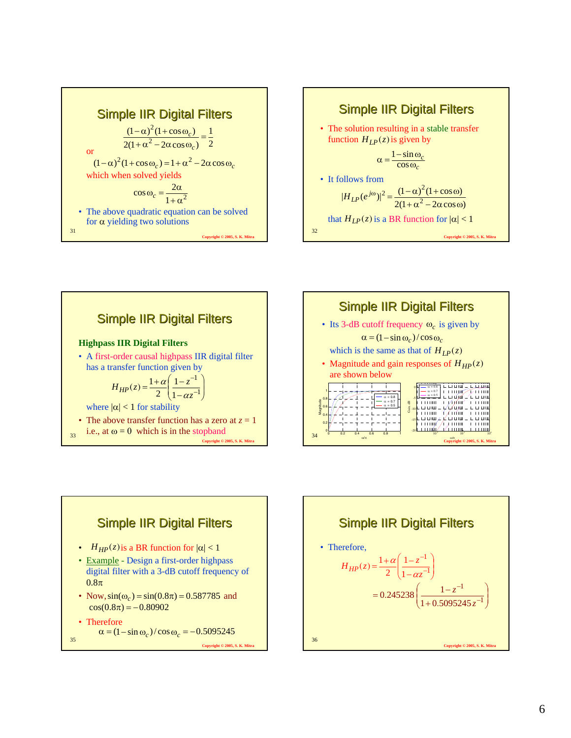## Simple IIR Digital Filters

$$\frac{(1-\alpha)^2(1+\cos\omega_c)}{2(1+\alpha^2-2\alpha\cos\omega_c)} = \frac{1}{2}$$

or

$$(1-\alpha)^2(1+\cos\omega_c) = 1+\alpha^2-2\alpha\cos\omega_c$$

which when solved yields

$$\cos\omega_c = \frac{2\alpha}{1+\alpha^2}$$

- The above quadratic equation can be solved for $\alpha$ yielding two solutions

## Simple IIR Digital Filters

- The solution resulting in a stable transfer function $H_{LP}(z)$ is given by

$$\alpha = \frac{1-\sin\omega_c}{\cos\omega_c}$$

- It follows from

$$|H_{LP}(e^{j\omega})|^2 = \frac{(1-\alpha)^2(1+\cos\omega)}{2(1+\alpha^2-2\alpha\cos\omega)}$$

that $H_{LP}(z)$ is a BR function for $|\alpha| < 1$

## Simple IIR Digital Filters

### Highpass IIR Digital Filters

- A first-order causal highpass IIR digital filter has a transfer function given by

$$H_{HP}(z) = \frac{1+\alpha}{2}\left(\frac{1-z^{-1}}{1-\alpha z^{-1}}\right)$$

where $|\alpha| < 1$ for stability

- The above transfer function has a zero at $z = 1$ i.e., at $\omega = 0$ which is in the stopband

## Simple IIR Digital Filters

- Its 3-dB cutoff frequency $\omega_c$ is given by

$$\alpha = (1-\sin\omega_c)/\cos\omega_c$$

which is the same as that of $H_{LP}(z)$

- Magnitude and gain responses of $H_{HP}(z)$ are shown below

## Simple IIR Digital Filters

- $H_{HP}(z)$ is a BR function for $|\alpha| < 1$
- Example - Design a first-order highpass digital filter with a 3-dB cutoff frequency of $0.8\pi$
- Now, $\sin(\omega_c) = \sin(0.8\pi) = 0.587785$ and $\cos(0.8\pi) = -0.80902$
- Therefore

$$\alpha = (1-\sin\omega_c)/\cos\omega_c = -0.5095245$$

## Simple IIR Digital Filters

- Therefore,

$$H_{HP}(z) = \frac{1+\alpha}{2}\left(\frac{1-z^{-1}}{1-\alpha z^{-1}}\right)$$

$$= 0.245238\left(\frac{1-z^{-1}}{1+0.5095245\,z^{-1}}\right)$$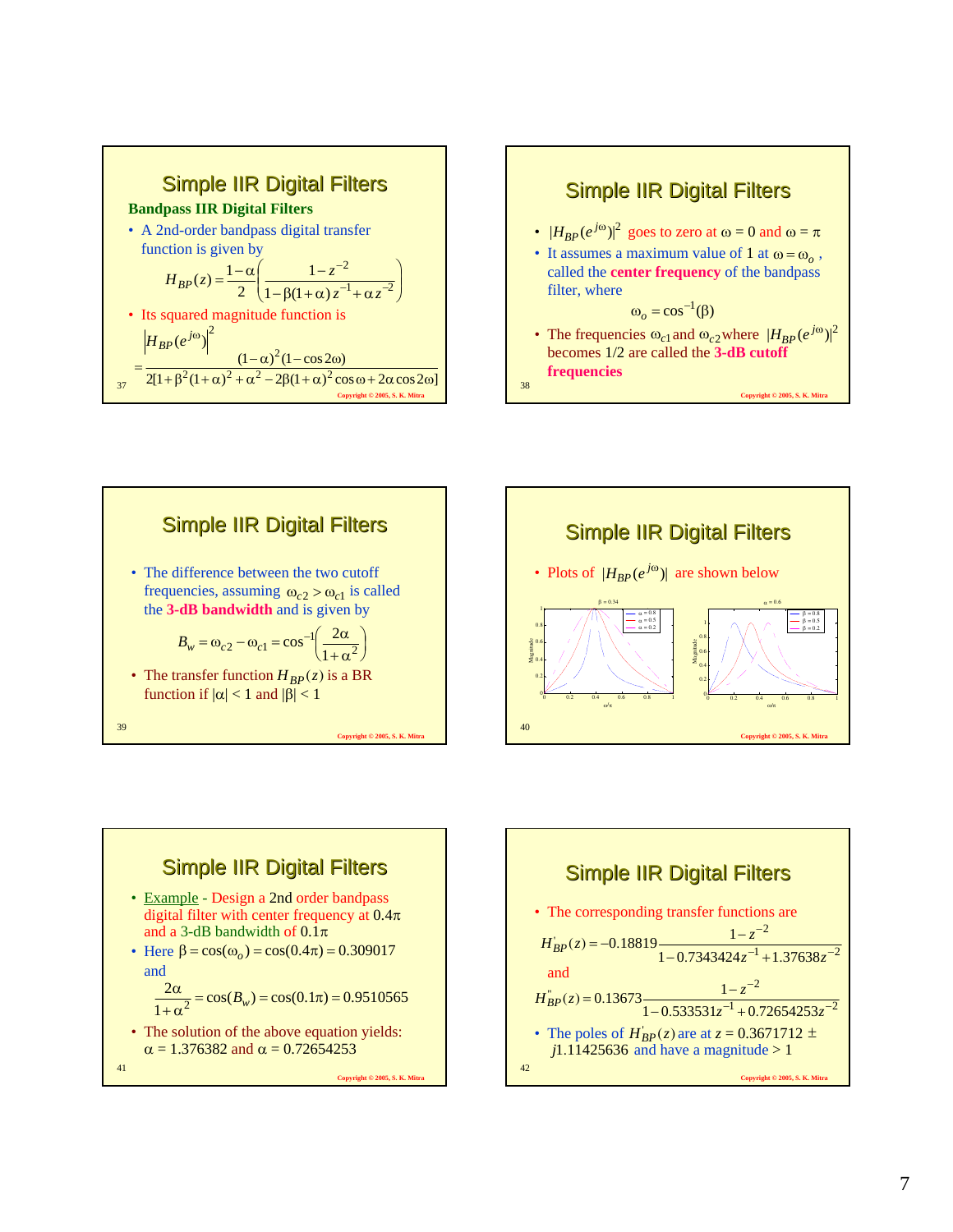## Simple IIR Digital Filters

**Bandpass IIR Digital Filters**

- A 2nd-order bandpass digital transfer function is given by

$$H_{BP}(z) = \frac{1-\alpha}{2}\left(\frac{1-z^{-2}}{1-\beta(1+\alpha)z^{-1}+\alpha z^{-2}}\right)$$

- Its squared magnitude function is

$$\left|H_{BP}(e^{j\omega})\right|^2 = \frac{(1-\alpha)^2(1-\cos 2\omega)}{2[1+\beta^2(1+\alpha)^2+\alpha^2-2\beta(1+\alpha)^2\cos\omega+2\alpha\cos 2\omega]}$$

## Simple IIR Digital Filters

- $|H_{BP}(e^{j\omega})|^2$ goes to zero at $\omega = 0$ and $\omega = \pi$
- It assumes a maximum value of 1 at $\omega = \omega_o$, called the **center frequency** of the bandpass filter, where

$$\omega_o = \cos^{-1}(\beta)$$

- The frequencies $\omega_{c1}$ and $\omega_{c2}$ where $|H_{BP}(e^{j\omega})|^2$ becomes 1/2 are called the **3-dB cutoff frequencies**

## Simple IIR Digital Filters

- The difference between the two cutoff frequencies, assuming $\omega_{c2} > \omega_{c1}$ is called the **3-dB bandwidth** and is given by

$$B_w = \omega_{c2} - \omega_{c1} = \cos^{-1}\left(\frac{2\alpha}{1+\alpha^2}\right)$$

- The transfer function $H_{BP}(z)$ is a BR function if $|\alpha| < 1$ and $|\beta| < 1$

## Simple IIR Digital Filters

- Plots of $|H_{BP}(e^{j\omega})|$ are shown below

## Simple IIR Digital Filters

- Example - Design a 2nd order bandpass digital filter with center frequency at $0.4\pi$ and a 3-dB bandwidth of $0.1\pi$
- Here $\beta = \cos(\omega_o) = \cos(0.4\pi) = 0.309017$ and

$$\frac{2\alpha}{1+\alpha^2} = \cos(B_w) = \cos(0.1\pi) = 0.9510565$$

- The solution of the above equation yields: $\alpha = 1.376382$ and $\alpha = 0.72654253$

## Simple IIR Digital Filters

- The corresponding transfer functions are

$$H'_{BP}(z) = -0.18819\frac{1-z^{-2}}{1-0.7343424z^{-1}+1.37638z^{-2}}$$

and

$$H''_{BP}(z) = 0.13673\frac{1-z^{-2}}{1-0.533531z^{-1}+0.72654253z^{-2}}$$

- The poles of $H'_{BP}(z)$ are at $z = 0.3671712 \pm j1.11425636$ and have a magnitude > 1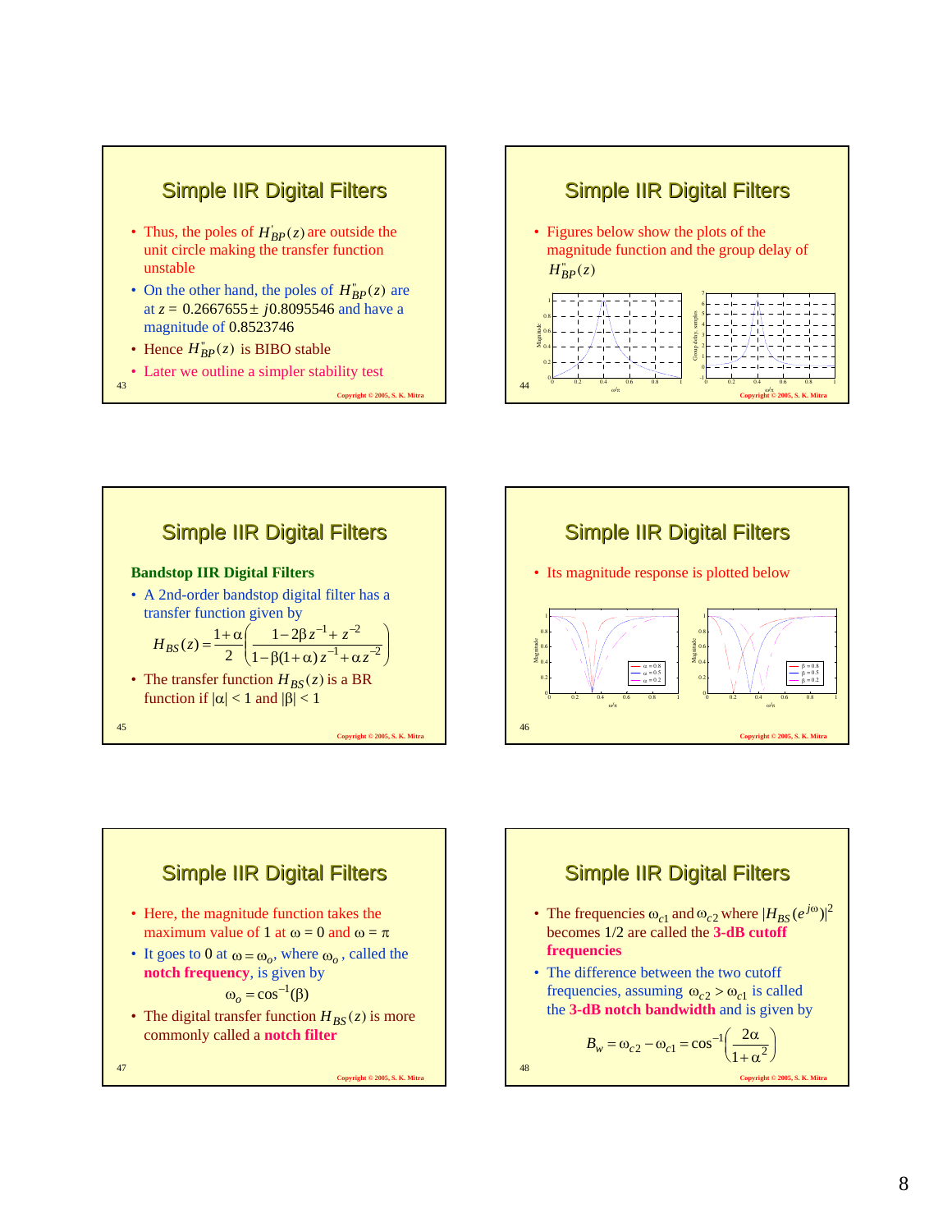## Simple IIR Digital Filters

- Thus, the poles of $H'_{BP}(z)$ are outside the unit circle making the transfer function unstable
- On the other hand, the poles of $H''_{BP}(z)$ are at $z = 0.2667655 \pm j0.8095546$ and have a magnitude of 0.8523746
- Hence $H''_{BP}(z)$ is BIBO stable
- Later we outline a simpler stability test

## Simple IIR Digital Filters

- Figures below show the plots of the magnitude function and the group delay of $H''_{BP}(z)$

## Simple IIR Digital Filters

**Bandstop IIR Digital Filters**

- A 2nd-order bandstop digital filter has a transfer function given by

$$H_{BS}(z) = \frac{1+\alpha}{2}\left(\frac{1-2\beta z^{-1}+z^{-2}}{1-\beta(1+\alpha)z^{-1}+\alpha z^{-2}}\right)$$

- The transfer function $H_{BS}(z)$ is a BR function if $|\alpha| < 1$ and $|\beta| < 1$

## Simple IIR Digital Filters

- Its magnitude response is plotted below

## Simple IIR Digital Filters

- Here, the magnitude function takes the maximum value of 1 at $\omega = 0$ and $\omega = \pi$
- It goes to 0 at $\omega = \omega_o$, where $\omega_o$, called the **notch frequency**, is given by

$$\omega_o = \cos^{-1}(\beta)$$

- The digital transfer function $H_{BS}(z)$ is more commonly called a **notch filter**

## Simple IIR Digital Filters

- The frequencies $\omega_{c1}$ and $\omega_{c2}$ where $|H_{BS}(e^{j\omega})|^2$ becomes 1/2 are called the **3-dB cutoff frequencies**
- The difference between the two cutoff frequencies, assuming $\omega_{c2} > \omega_{c1}$ is called the **3-dB notch bandwidth** and is given by

$$B_w = \omega_{c2} - \omega_{c1} = \cos^{-1}\left(\frac{2\alpha}{1+\alpha^2}\right)$$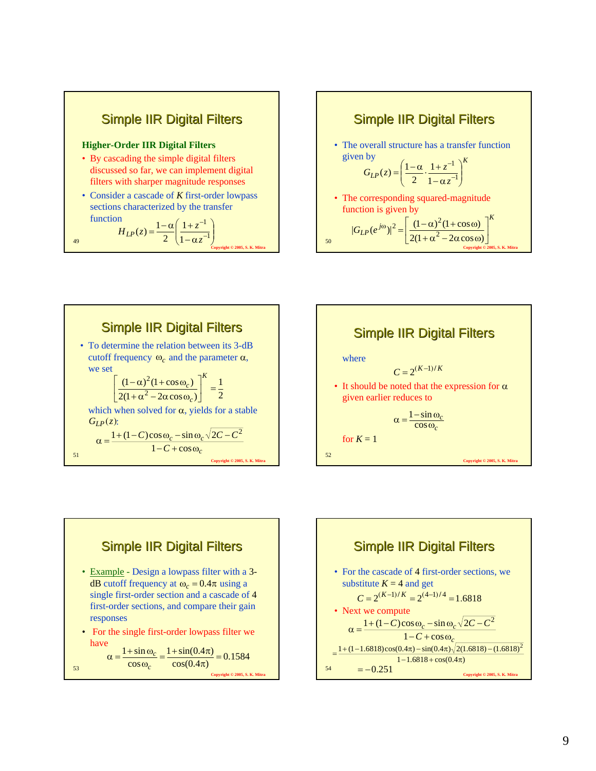## Simple IIR Digital Filters

### Higher-Order IIR Digital Filters

- By cascading the simple digital filters discussed so far, we can implement digital filters with sharper magnitude responses
- Consider a cascade of $K$ first-order lowpass sections characterized by the transfer function

$$H_{LP}(z) = \frac{1-\alpha}{2}\left(\frac{1+z^{-1}}{1-\alpha z^{-1}}\right)$$

## Simple IIR Digital Filters

- The overall structure has a transfer function given by

$$G_{LP}(z) = \left(\frac{1-\alpha}{2} \cdot \frac{1+z^{-1}}{1-\alpha z^{-1}}\right)^K$$

- The corresponding squared-magnitude function is given by

$$|G_{LP}(e^{j\omega})|^2 = \left[\frac{(1-\alpha)^2(1+\cos\omega)}{2(1+\alpha^2 - 2\alpha\cos\omega)}\right]^K$$

## Simple IIR Digital Filters

- To determine the relation between its 3-dB cutoff frequency $\omega_c$ and the parameter $\alpha$, we set

$$\left[\frac{(1-\alpha)^2(1+\cos\omega_c)}{2(1+\alpha^2 - 2\alpha\cos\omega_c)}\right]^K = \frac{1}{2}$$

which when solved for $\alpha$, yields for a stable $G_{LP}(z)$:

$$\alpha = \frac{1+(1-C)\cos\omega_c - \sin\omega_c\sqrt{2C - C^2}}{1 - C + \cos\omega_c}$$

## Simple IIR Digital Filters

where

$$C = 2^{(K-1)/K}$$

- It should be noted that the expression for $\alpha$ given earlier reduces to

$$\alpha = \frac{1-\sin\omega_c}{\cos\omega_c}$$

for $K = 1$

## Simple IIR Digital Filters

- Example - Design a lowpass filter with a 3-dB cutoff frequency at $\omega_c = 0.4\pi$ using a single first-order section and a cascade of 4 first-order sections, and compare their gain responses
- For the single first-order lowpass filter we have

$$\alpha = \frac{1+\sin\omega_c}{\cos\omega_c} = \frac{1+\sin(0.4\pi)}{\cos(0.4\pi)} = 0.1584$$

## Simple IIR Digital Filters

- For the cascade of 4 first-order sections, we substitute $K = 4$ and get

$$C = 2^{(K-1)/K} = 2^{(4-1)/4} = 1.6818$$

- Next we compute

$$\alpha = \frac{1+(1-C)\cos\omega_c - \sin\omega_c\sqrt{2C - C^2}}{1 - C + \cos\omega_c}$$

$$= \frac{1+(1-1.6818)\cos(0.4\pi) - \sin(0.4\pi)\sqrt{2(1.6818)-(1.6818)^2}}{1-1.6818+\cos(0.4\pi)}$$

$$= -0.251$$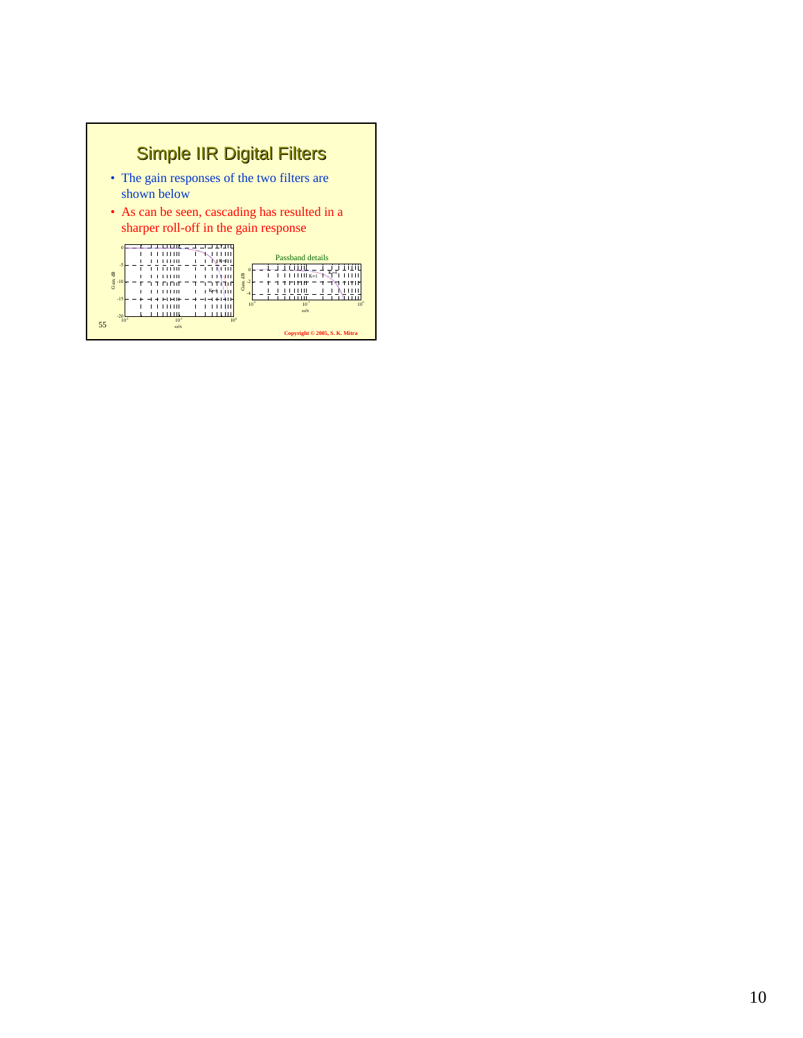## Simple IIR Digital Filters

- The gain responses of the two filters are shown below
- As can be seen, cascading has resulted in a sharper roll-off in the gain response

Gain, dB

0

-5

-10

-15

-20

$10^{-2}$ $10^{-1}$ $10^{0}$

ω/π

K=1

K=4

Passband details

Gain, dB

0

-2

-4

$10^{-2}$ $10^{-1}$ $10^{0}$

ω/π

K=1

K=4

Copyright © 2005, S. K. Mitra